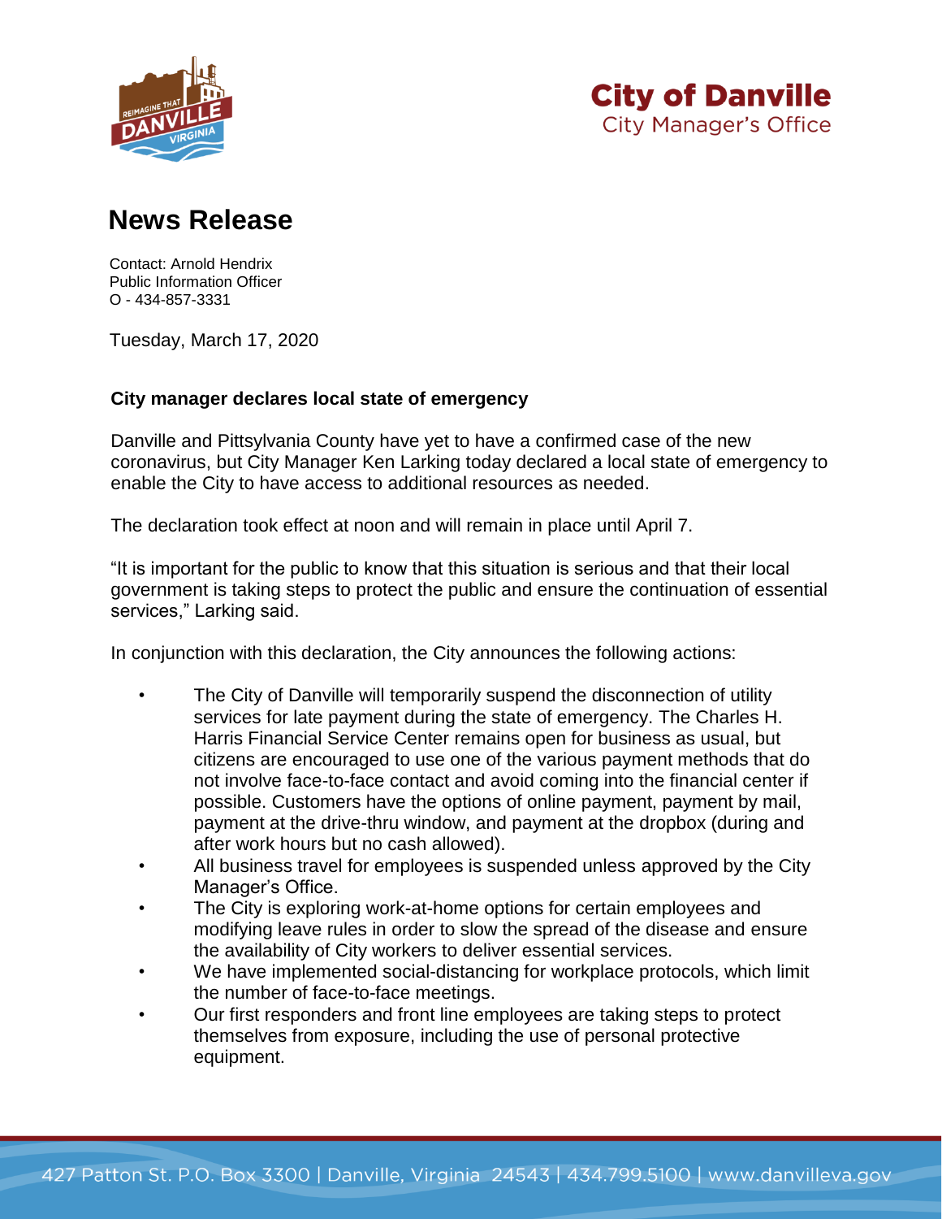**City of Danville**
City Manager's Office

# News Release

Contact: Arnold Hendrix
Public Information Officer
O - 434-857-3331

Tuesday, March 17, 2020

**City manager declares local state of emergency**

Danville and Pittsylvania County have yet to have a confirmed case of the new coronavirus, but City Manager Ken Larking today declared a local state of emergency to enable the City to have access to additional resources as needed.

The declaration took effect at noon and will remain in place until April 7.

"It is important for the public to know that this situation is serious and that their local government is taking steps to protect the public and ensure the continuation of essential services," Larking said.

In conjunction with this declaration, the City announces the following actions:

- The City of Danville will temporarily suspend the disconnection of utility services for late payment during the state of emergency. The Charles H. Harris Financial Service Center remains open for business as usual, but citizens are encouraged to use one of the various payment methods that do not involve face-to-face contact and avoid coming into the financial center if possible. Customers have the options of online payment, payment by mail, payment at the drive-thru window, and payment at the dropbox (during and after work hours but no cash allowed).
- All business travel for employees is suspended unless approved by the City Manager's Office.
- The City is exploring work-at-home options for certain employees and modifying leave rules in order to slow the spread of the disease and ensure the availability of City workers to deliver essential services.
- We have implemented social-distancing for workplace protocols, which limit the number of face-to-face meetings.
- Our first responders and front line employees are taking steps to protect themselves from exposure, including the use of personal protective equipment.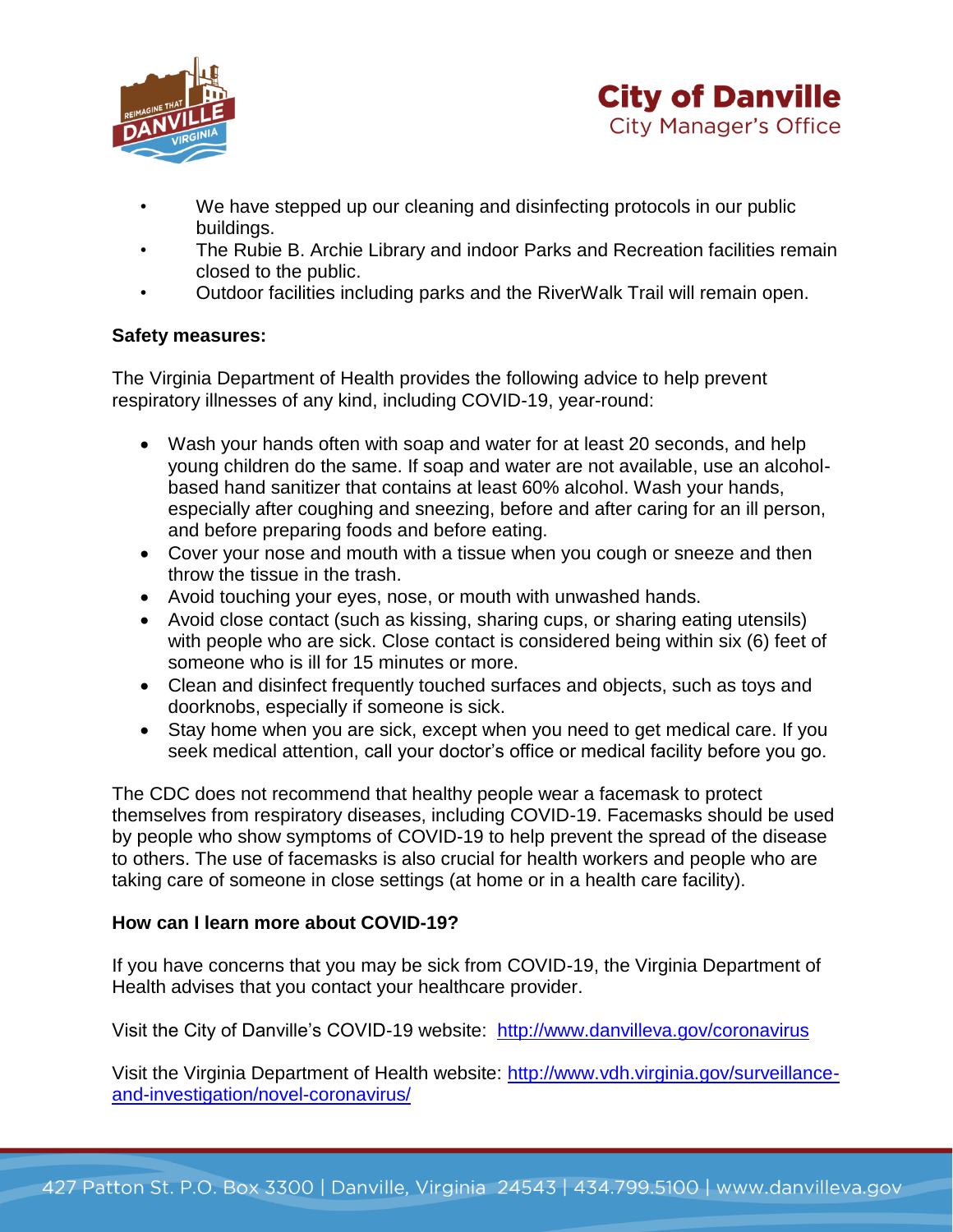- We have stepped up our cleaning and disinfecting protocols in our public buildings.
- The Rubie B. Archie Library and indoor Parks and Recreation facilities remain closed to the public.
- Outdoor facilities including parks and the RiverWalk Trail will remain open.

**Safety measures:**

The Virginia Department of Health provides the following advice to help prevent respiratory illnesses of any kind, including COVID-19, year-round:

- Wash your hands often with soap and water for at least 20 seconds, and help young children do the same. If soap and water are not available, use an alcohol-based hand sanitizer that contains at least 60% alcohol. Wash your hands, especially after coughing and sneezing, before and after caring for an ill person, and before preparing foods and before eating.
- Cover your nose and mouth with a tissue when you cough or sneeze and then throw the tissue in the trash.
- Avoid touching your eyes, nose, or mouth with unwashed hands.
- Avoid close contact (such as kissing, sharing cups, or sharing eating utensils) with people who are sick. Close contact is considered being within six (6) feet of someone who is ill for 15 minutes or more.
- Clean and disinfect frequently touched surfaces and objects, such as toys and doorknobs, especially if someone is sick.
- Stay home when you are sick, except when you need to get medical care. If you seek medical attention, call your doctor's office or medical facility before you go.

The CDC does not recommend that healthy people wear a facemask to protect themselves from respiratory diseases, including COVID-19. Facemasks should be used by people who show symptoms of COVID-19 to help prevent the spread of the disease to others. The use of facemasks is also crucial for health workers and people who are taking care of someone in close settings (at home or in a health care facility).

**How can I learn more about COVID-19?**

If you have concerns that you may be sick from COVID-19, the Virginia Department of Health advises that you contact your healthcare provider.

Visit the City of Danville's COVID-19 website: [http://www.danvilleva.gov/coronavirus](http://www.danvilleva.gov/coronavirus)

Visit the Virginia Department of Health website: [http://www.vdh.virginia.gov/surveillance-and-investigation/novel-coronavirus/](http://www.vdh.virginia.gov/surveillance-and-investigation/novel-coronavirus/)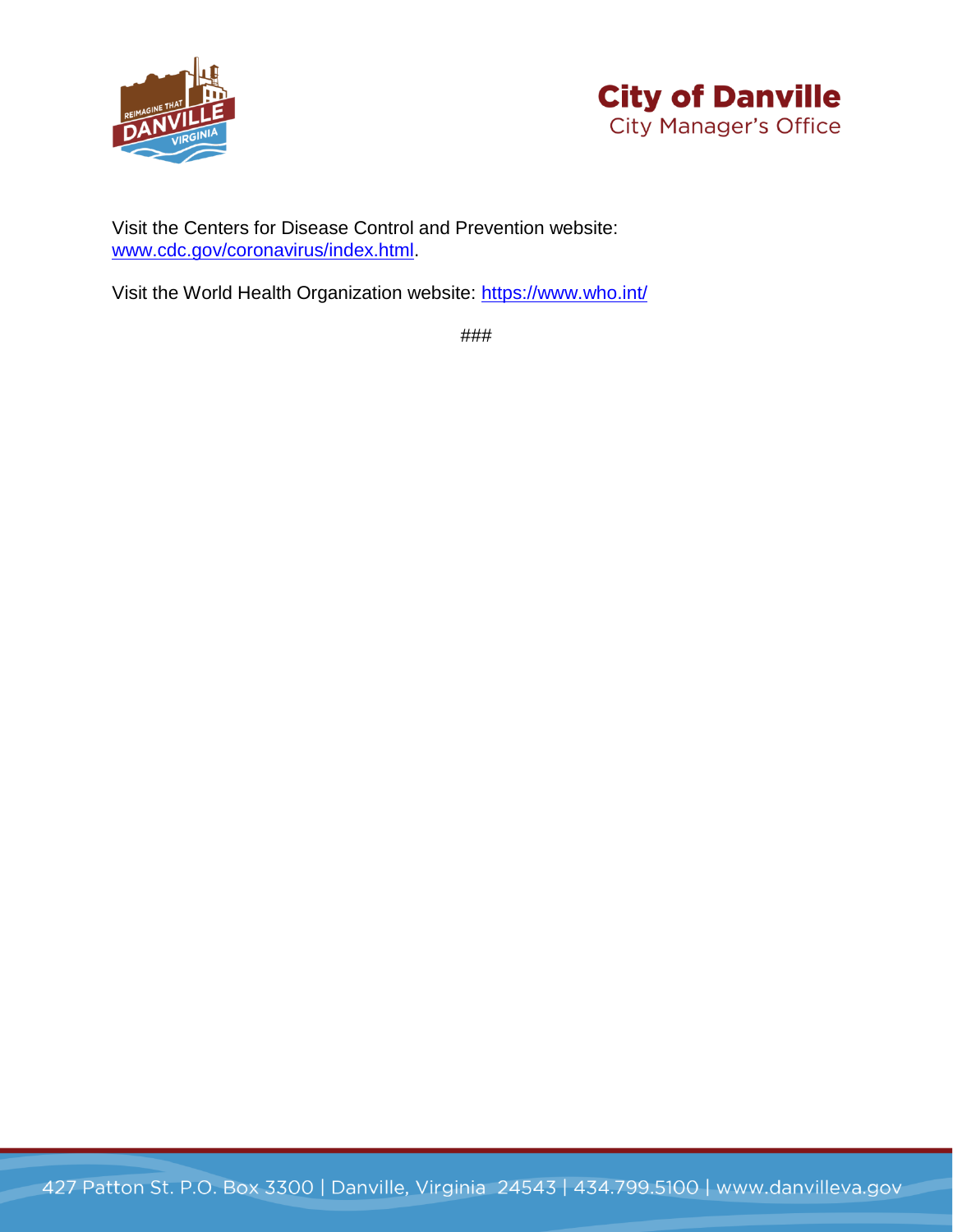Visit the Centers for Disease Control and Prevention website: www.cdc.gov/coronavirus/index.html.

Visit the World Health Organization website: https://www.who.int/

###